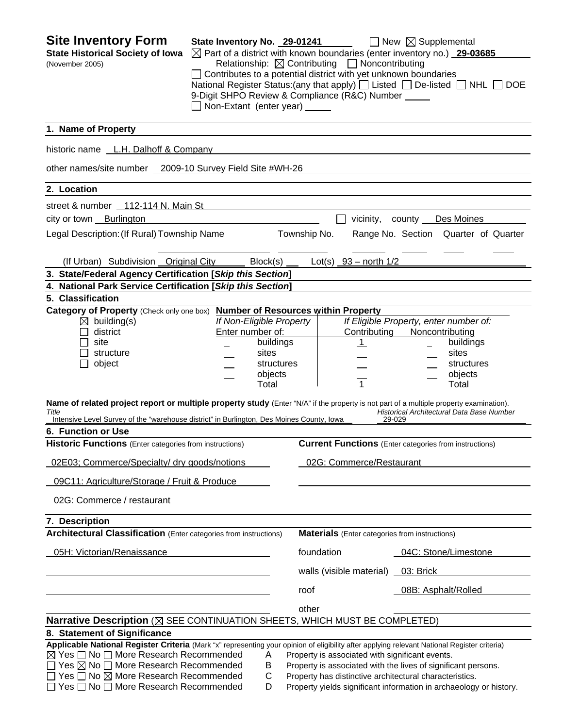# Site Inventory Form

**State Historical Society of Iowa**
(November 2005)

**State Inventory No.** 29-01241 ☐ New ☒ Supplemental

☒ Part of a district with known boundaries (enter inventory no.) **29-03685**

Relationship: ☒ Contributing ☐ Noncontributing

☐ Contributes to a potential district with yet unknown boundaries

National Register Status:(any that apply) ☐ Listed ☐ De-listed ☐ NHL ☐ DOE

9-Digit SHPO Review & Compliance (R&C) Number ____

☐ Non-Extant (enter year) ____

## 1. Name of Property

historic name L.H. Dalhoff & Company

other names/site number 2009-10 Survey Field Site #WH-26

## 2. Location

street & number 112-114 N. Main St

city or town Burlington ☐ vicinity, county Des Moines

Legal Description: (If Rural) Township Name ____ Township No. ____ Range No. ____ Section ____ Quarter of Quarter ____

(If Urban) Subdivision Original City Block(s) ____ Lot(s) 93 – north 1/2

## 3. State/Federal Agency Certification [*Skip this Section*]

## 4. National Park Service Certification [*Skip this Section*]

## 5. Classification

**Category of Property** (Check only one box)

☒ building(s)
☐ district
☐ site
☐ structure
☐ object

**Number of Resources within Property**

| If Non-Eligible Property Enter number of: | | If Eligible Property, enter number of: Contributing | Noncontributing | |
|---|---|---|---|---|
| _ | buildings | 1 | _ | buildings |
| _ | sites | _ | _ | sites |
| _ | structures | _ | _ | structures |
| _ | objects | _ | _ | objects |
| _ | Total | 1 | _ | Total |

**Name of related project report or multiple property study** (Enter "N/A" if the property is not part of a multiple property examination).

| *Title* | *Historical Architectural Data Base Number* |
|---|---|
| Intensive Level Survey of the "warehouse district" in Burlington, Des Moines County, Iowa | 29-029 |

## 6. Function or Use

| **Historic Functions** (Enter categories from instructions) | **Current Functions** (Enter categories from instructions) |
|---|---|
| 02E03; Commerce/Specialty/ dry goods/notions | 02G: Commerce/Restaurant |
| 09C11: Agriculture/Storage / Fruit & Produce | |
| 02G: Commerce / restaurant | |

## 7. Description

**Architectural Classification** (Enter categories from instructions)

05H: Victorian/Renaissance

**Materials** (Enter categories from instructions)

| | |
|---|---|
| foundation | 04C: Stone/Limestone |
| walls (visible material) | 03: Brick |
| roof | 08B: Asphalt/Rolled |
| other | |

**Narrative Description** (☒ SEE CONTINUATION SHEETS, WHICH MUST BE COMPLETED)

## 8. Statement of Significance

**Applicable National Register Criteria** (Mark "x" representing your opinion of eligibility after applying relevant National Register criteria)

☒ Yes ☐ No ☐ More Research Recommended A Property is associated with significant events.
☐ Yes ☒ No ☐ More Research Recommended B Property is associated with the lives of significant persons.
☐ Yes ☐ No ☒ More Research Recommended C Property has distinctive architectural characteristics.
☐ Yes ☐ No ☐ More Research Recommended D Property yields significant information in archaeology or history.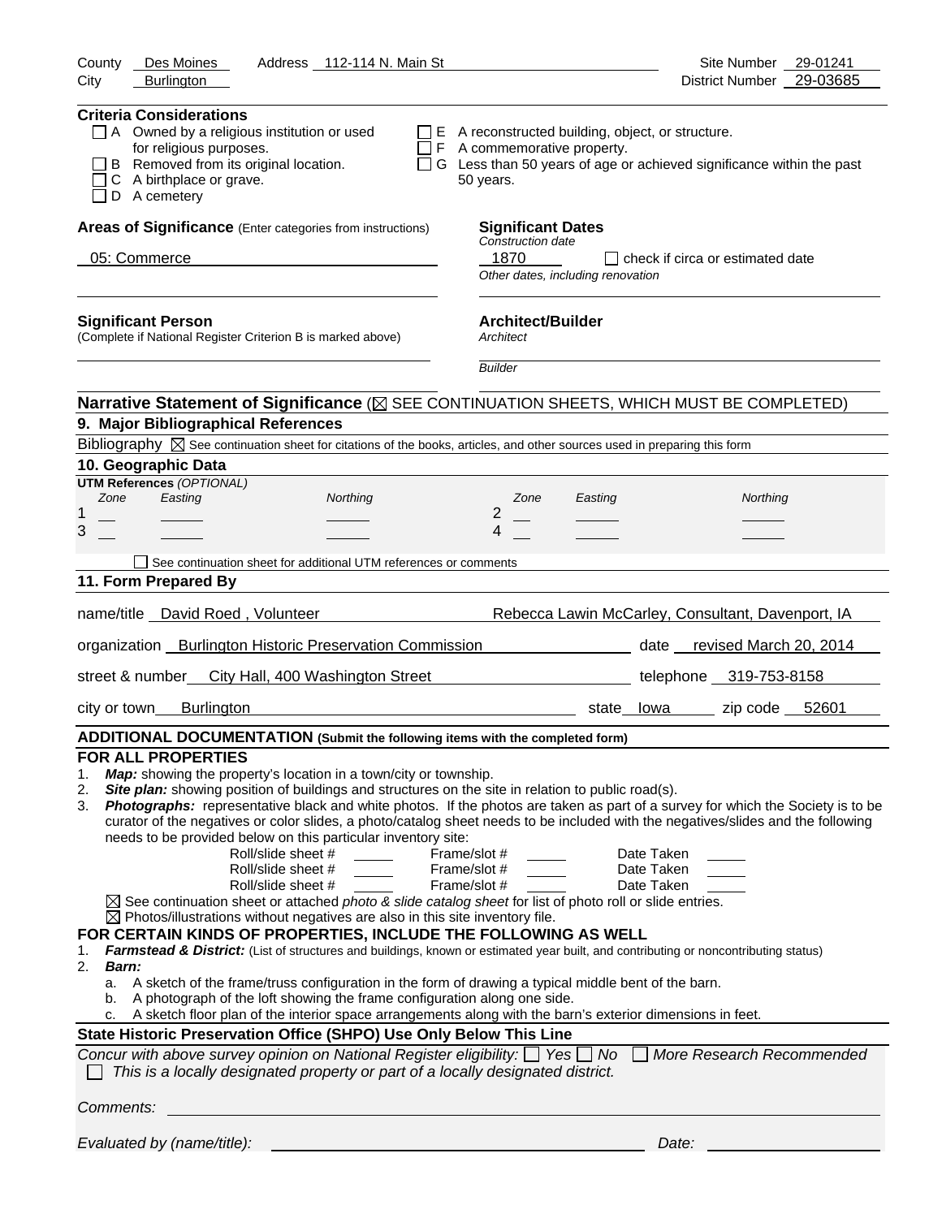County Des Moines Address 112-114 N. Main St Site Number 29-01241
City Burlington District Number 29-03685

**Criteria Considerations**

- ☐ A Owned by a religious institution or used for religious purposes.
- ☐ B Removed from its original location.
- ☐ C A birthplace or grave.
- ☐ D A cemetery
- ☐ E A reconstructed building, object, or structure.
- ☐ F A commemorative property.
- ☐ G Less than 50 years of age or achieved significance within the past 50 years.

**Areas of Significance** (Enter categories from instructions)

05: Commerce

**Significant Dates**

*Construction date*

1870 ☐ check if circa or estimated date

*Other dates, including renovation*

**Significant Person**

(Complete if National Register Criterion B is marked above)

**Architect/Builder**

*Architect*

*Builder*

**Narrative Statement of Significance** (☒ SEE CONTINUATION SHEETS, WHICH MUST BE COMPLETED)

**9. Major Bibliographical References**

Bibliography ☒ See continuation sheet for citations of the books, articles, and other sources used in preparing this form

**10. Geographic Data**

**UTM References** *(OPTIONAL)*

| | Zone | Easting | Northing | | Zone | Easting | Northing |
|---|---|---|---|---|---|---|---|
| 1 | | | | 2 | | | |
| 3 | | | | 4 | | | |

☐ See continuation sheet for additional UTM references or comments

**11. Form Prepared By**

name/title David Roed , Volunteer Rebecca Lawin McCarley, Consultant, Davenport, IA

organization Burlington Historic Preservation Commission date revised March 20, 2014

street & number City Hall, 400 Washington Street telephone 319-753-8158

city or town Burlington state Iowa zip code 52601

**ADDITIONAL DOCUMENTATION (Submit the following items with the completed form)**

**FOR ALL PROPERTIES**

1. ***Map:*** showing the property's location in a town/city or township.
2. ***Site plan:*** showing position of buildings and structures on the site in relation to public road(s).
3. ***Photographs:*** representative black and white photos. If the photos are taken as part of a survey for which the Society is to be curator of the negatives or color slides, a photo/catalog sheet needs to be included with the negatives/slides and the following needs to be provided below on this particular inventory site:

| Roll/slide sheet # | Frame/slot # | Date Taken |
|---|---|---|
| | | |
| | | |
| | | |

☒ See continuation sheet or attached *photo & slide catalog sheet* for list of photo roll or slide entries.
☒ Photos/illustrations without negatives are also in this site inventory file.

**FOR CERTAIN KINDS OF PROPERTIES, INCLUDE THE FOLLOWING AS WELL**

1. ***Farmstead & District:*** (List of structures and buildings, known or estimated year built, and contributing or noncontributing status)
2. ***Barn:***
   a. A sketch of the frame/truss configuration in the form of drawing a typical middle bent of the barn.
   b. A photograph of the loft showing the frame configuration along one side.
   c. A sketch floor plan of the interior space arrangements along with the barn's exterior dimensions in feet.

**State Historic Preservation Office (SHPO) Use Only Below This Line**

*Concur with above survey opinion on National Register eligibility:* ☐ *Yes* ☐ *No* ☐ *More Research Recommended*
☐ *This is a locally designated property or part of a locally designated district.*

*Comments:*

*Evaluated by (name/title):* *Date:*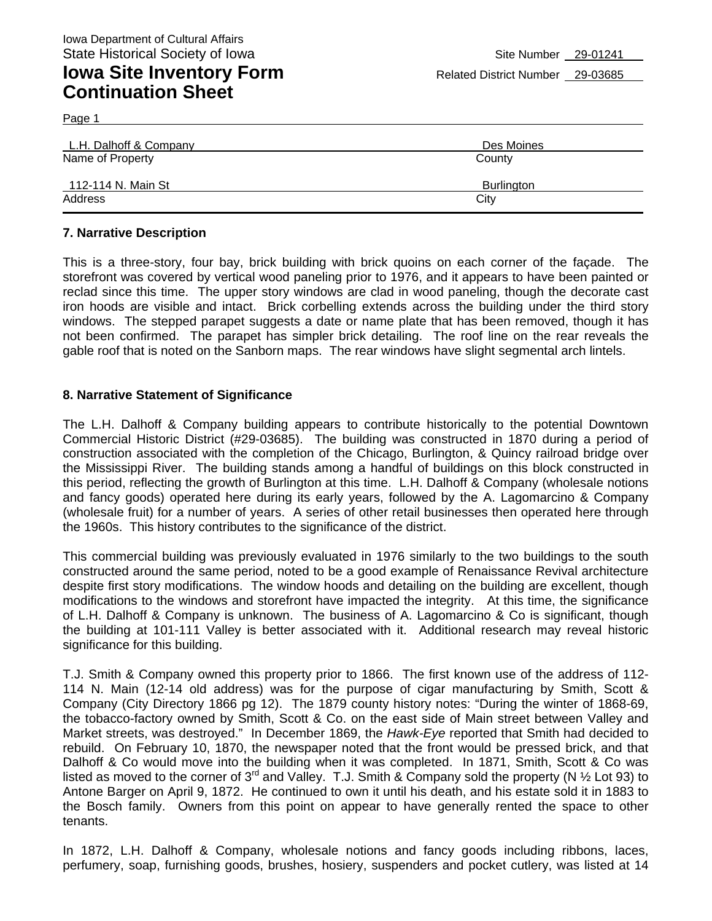Iowa Department of Cultural Affairs
State Historical Society of Iowa

Site Number 29-01241

# Iowa Site Inventory Form Continuation Sheet

Related District Number 29-03685

| L.H. Dalhoff & Company | Des Moines |
|---|---|
| Name of Property | County |
| 112-114 N. Main St | Burlington |
| Address | City |

### 7. Narrative Description

This is a three-story, four bay, brick building with brick quoins on each corner of the façade. The storefront was covered by vertical wood paneling prior to 1976, and it appears to have been painted or reclad since this time. The upper story windows are clad in wood paneling, though the decorate cast iron hoods are visible and intact. Brick corbelling extends across the building under the third story windows. The stepped parapet suggests a date or name plate that has been removed, though it has not been confirmed. The parapet has simpler brick detailing. The roof line on the rear reveals the gable roof that is noted on the Sanborn maps. The rear windows have slight segmental arch lintels.

### 8. Narrative Statement of Significance

The L.H. Dalhoff & Company building appears to contribute historically to the potential Downtown Commercial Historic District (#29-03685). The building was constructed in 1870 during a period of construction associated with the completion of the Chicago, Burlington, & Quincy railroad bridge over the Mississippi River. The building stands among a handful of buildings on this block constructed in this period, reflecting the growth of Burlington at this time. L.H. Dalhoff & Company (wholesale notions and fancy goods) operated here during its early years, followed by the A. Lagomarcino & Company (wholesale fruit) for a number of years. A series of other retail businesses then operated here through the 1960s. This history contributes to the significance of the district.

This commercial building was previously evaluated in 1976 similarly to the two buildings to the south constructed around the same period, noted to be a good example of Renaissance Revival architecture despite first story modifications. The window hoods and detailing on the building are excellent, though modifications to the windows and storefront have impacted the integrity. At this time, the significance of L.H. Dalhoff & Company is unknown. The business of A. Lagomarcino & Co is significant, though the building at 101-111 Valley is better associated with it. Additional research may reveal historic significance for this building.

T.J. Smith & Company owned this property prior to 1866. The first known use of the address of 112-114 N. Main (12-14 old address) was for the purpose of cigar manufacturing by Smith, Scott & Company (City Directory 1866 pg 12). The 1879 county history notes: "During the winter of 1868-69, the tobacco-factory owned by Smith, Scott & Co. on the east side of Main street between Valley and Market streets, was destroyed." In December 1869, the *Hawk-Eye* reported that Smith had decided to rebuild. On February 10, 1870, the newspaper noted that the front would be pressed brick, and that Dalhoff & Co would move into the building when it was completed. In 1871, Smith, Scott & Co was listed as moved to the corner of 3rd and Valley. T.J. Smith & Company sold the property (N ½ Lot 93) to Antone Barger on April 9, 1872. He continued to own it until his death, and his estate sold it in 1883 to the Bosch family. Owners from this point on appear to have generally rented the space to other tenants.

In 1872, L.H. Dalhoff & Company, wholesale notions and fancy goods including ribbons, laces, perfumery, soap, furnishing goods, brushes, hosiery, suspenders and pocket cutlery, was listed at 14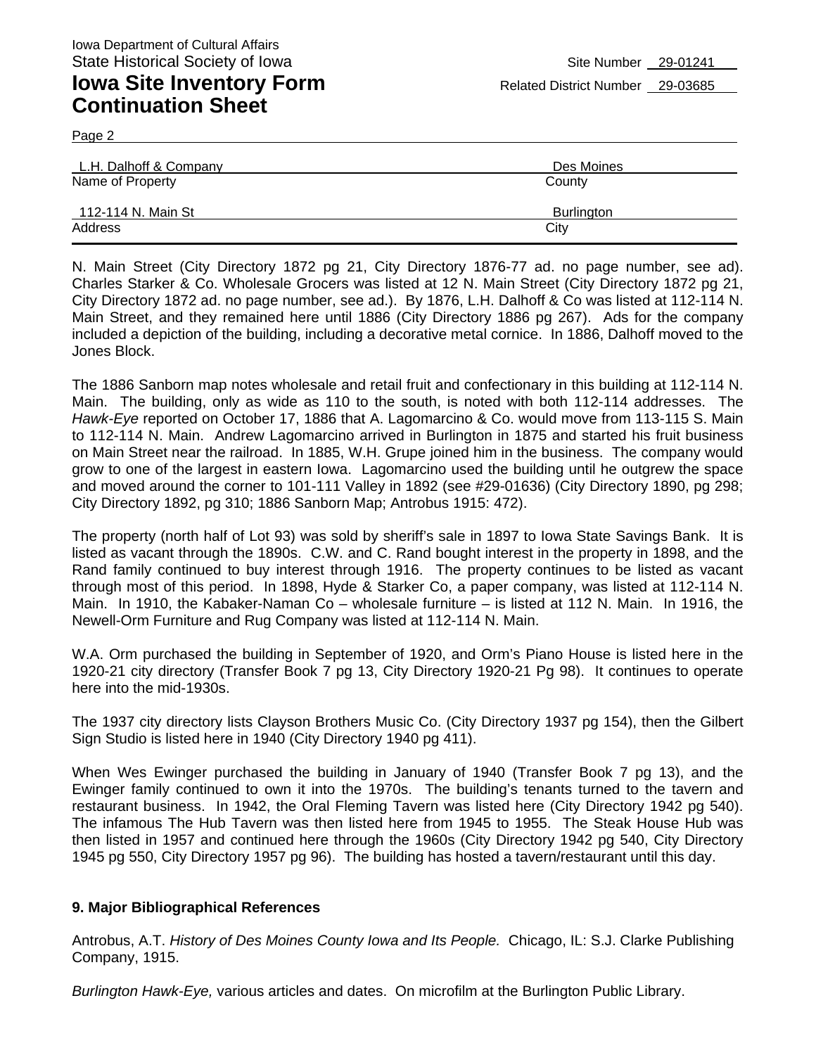Iowa Department of Cultural Affairs
State Historical Society of Iowa

# Iowa Site Inventory Form Continuation Sheet

Site Number 29-01241
Related District Number 29-03685

Page 2

| L.H. Dalhoff & Company | Des Moines |
|---|---|
| Name of Property | County |
| 112-114 N. Main St | Burlington |
| Address | City |

N. Main Street (City Directory 1872 pg 21, City Directory 1876-77 ad. no page number, see ad). Charles Starker & Co. Wholesale Grocers was listed at 12 N. Main Street (City Directory 1872 pg 21, City Directory 1872 ad. no page number, see ad.). By 1876, L.H. Dalhoff & Co was listed at 112-114 N. Main Street, and they remained here until 1886 (City Directory 1886 pg 267). Ads for the company included a depiction of the building, including a decorative metal cornice. In 1886, Dalhoff moved to the Jones Block.

The 1886 Sanborn map notes wholesale and retail fruit and confectionary in this building at 112-114 N. Main. The building, only as wide as 110 to the south, is noted with both 112-114 addresses. The *Hawk-Eye* reported on October 17, 1886 that A. Lagomarcino & Co. would move from 113-115 S. Main to 112-114 N. Main. Andrew Lagomarcino arrived in Burlington in 1875 and started his fruit business on Main Street near the railroad. In 1885, W.H. Grupe joined him in the business. The company would grow to one of the largest in eastern Iowa. Lagomarcino used the building until he outgrew the space and moved around the corner to 101-111 Valley in 1892 (see #29-01636) (City Directory 1890, pg 298; City Directory 1892, pg 310; 1886 Sanborn Map; Antrobus 1915: 472).

The property (north half of Lot 93) was sold by sheriff's sale in 1897 to Iowa State Savings Bank. It is listed as vacant through the 1890s. C.W. and C. Rand bought interest in the property in 1898, and the Rand family continued to buy interest through 1916. The property continues to be listed as vacant through most of this period. In 1898, Hyde & Starker Co, a paper company, was listed at 112-114 N. Main. In 1910, the Kabaker-Naman Co – wholesale furniture – is listed at 112 N. Main. In 1916, the Newell-Orm Furniture and Rug Company was listed at 112-114 N. Main.

W.A. Orm purchased the building in September of 1920, and Orm's Piano House is listed here in the 1920-21 city directory (Transfer Book 7 pg 13, City Directory 1920-21 Pg 98). It continues to operate here into the mid-1930s.

The 1937 city directory lists Clayson Brothers Music Co. (City Directory 1937 pg 154), then the Gilbert Sign Studio is listed here in 1940 (City Directory 1940 pg 411).

When Wes Ewinger purchased the building in January of 1940 (Transfer Book 7 pg 13), and the Ewinger family continued to own it into the 1970s. The building's tenants turned to the tavern and restaurant business. In 1942, the Oral Fleming Tavern was listed here (City Directory 1942 pg 540). The infamous The Hub Tavern was then listed here from 1945 to 1955. The Steak House Hub was then listed in 1957 and continued here through the 1960s (City Directory 1942 pg 540, City Directory 1945 pg 550, City Directory 1957 pg 96). The building has hosted a tavern/restaurant until this day.

**9. Major Bibliographical References**

Antrobus, A.T. *History of Des Moines County Iowa and Its People.* Chicago, IL: S.J. Clarke Publishing Company, 1915.

*Burlington Hawk-Eye,* various articles and dates. On microfilm at the Burlington Public Library.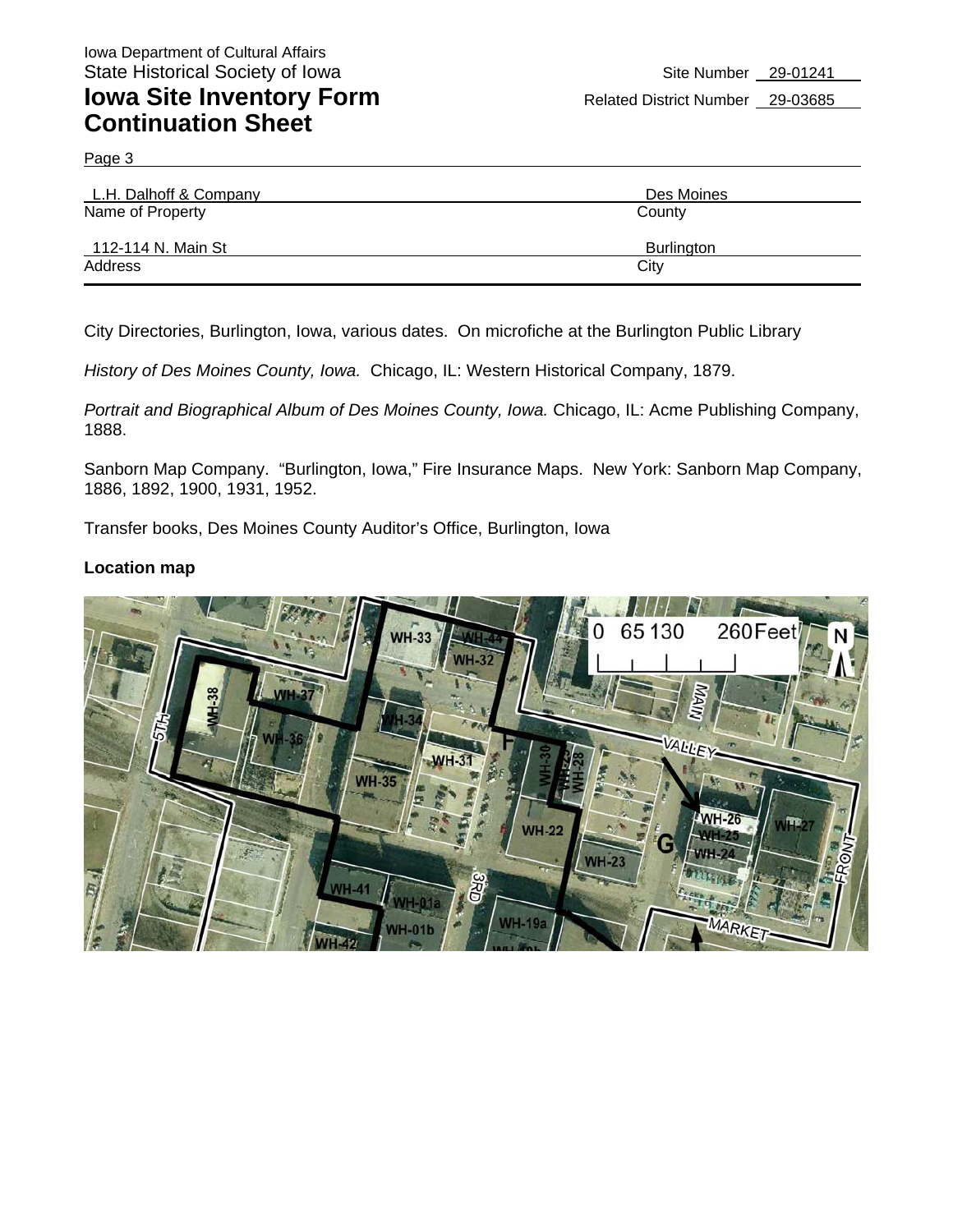Iowa Department of Cultural Affairs
State Historical Society of Iowa

# Iowa Site Inventory Form Continuation Sheet

Site Number 29-01241
Related District Number 29-03685

Page 3

| L.H. Dalhoff & Company | Des Moines |
|---|---|
| Name of Property | County |
| 112-114 N. Main St | Burlington |
| Address | City |

City Directories, Burlington, Iowa, various dates. On microfiche at the Burlington Public Library

*History of Des Moines County, Iowa.* Chicago, IL: Western Historical Company, 1879.

*Portrait and Biographical Album of Des Moines County, Iowa.* Chicago, IL: Acme Publishing Company, 1888.

Sanborn Map Company. "Burlington, Iowa," Fire Insurance Maps. New York: Sanborn Map Company, 1886, 1892, 1900, 1931, 1952.

Transfer books, Des Moines County Auditor's Office, Burlington, Iowa

**Location map**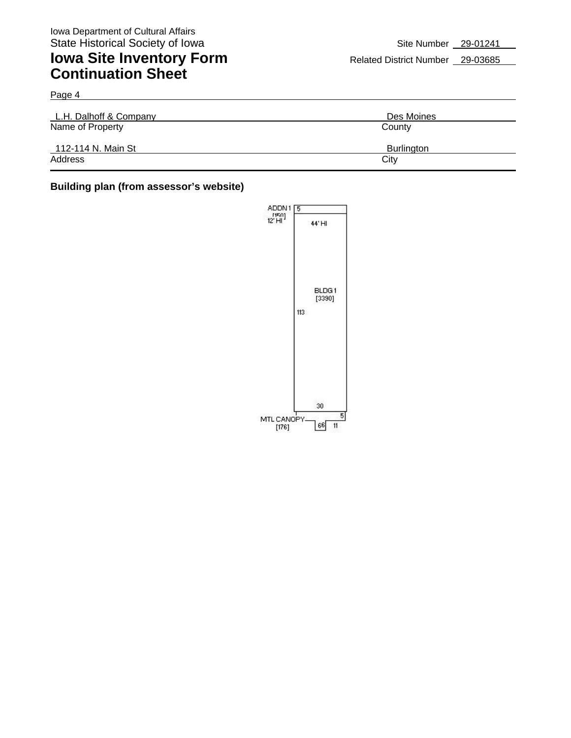Iowa Department of Cultural Affairs
State Historical Society of Iowa

# Iowa Site Inventory Form Continuation Sheet

Site Number 29-01241

Related District Number 29-03685

Page 4

| L.H. Dalhoff & Company | Des Moines |
|---|---|
| Name of Property | County |
| 112-114 N. Main St | Burlington |
| Address | City |

**Building plan (from assessor's website)**

ADDN 1 [150] 12' HI

5

44' HI

BLDG 1 [3390]

113

30

5

MTL CANOPY [176]

66

11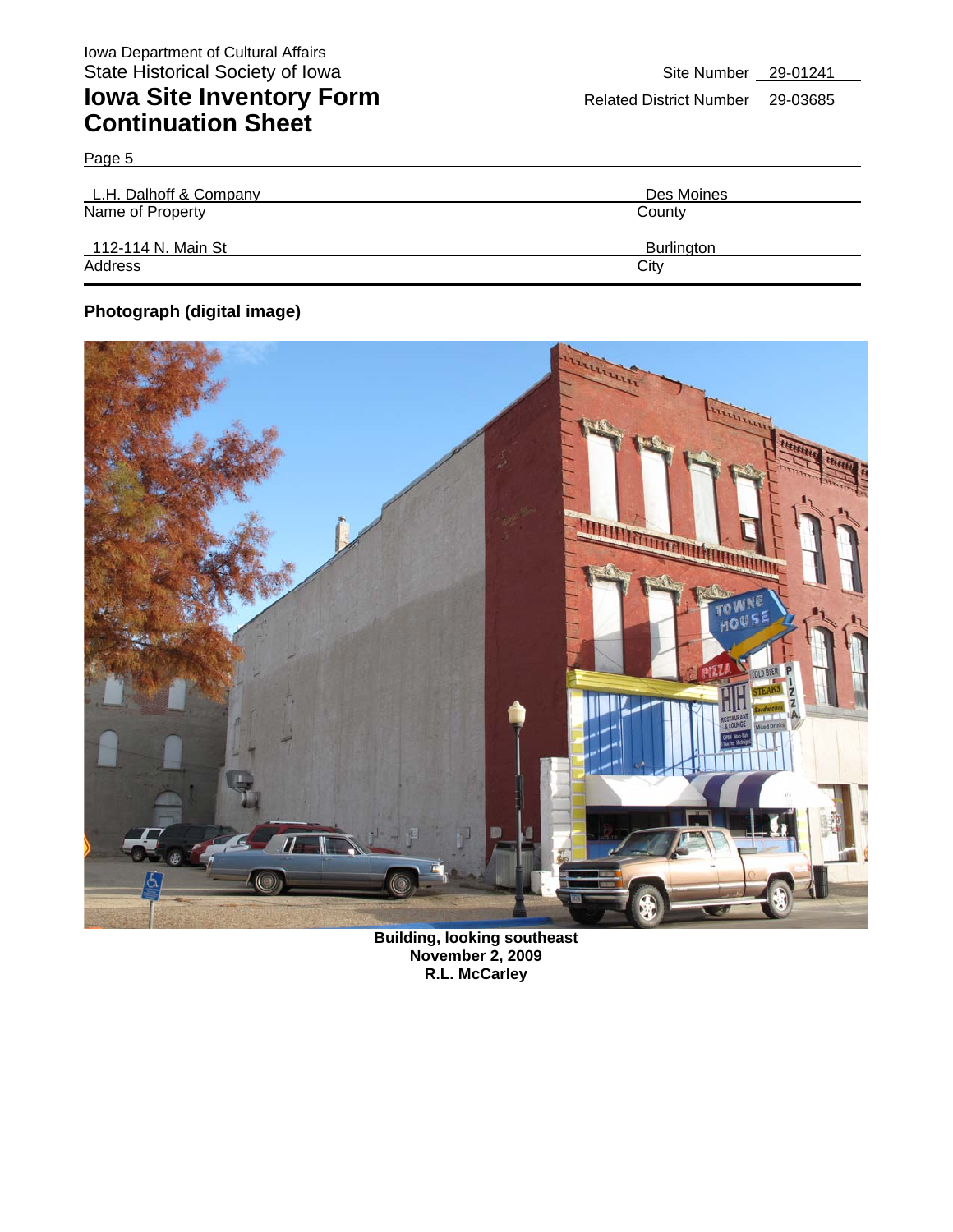Iowa Department of Cultural Affairs
State Historical Society of Iowa

# Iowa Site Inventory Form Continuation Sheet

Site Number 29-01241
Related District Number 29-03685

Page 5

| L.H. Dalhoff & Company | Des Moines |
|---|---|
| Name of Property | County |
| 112-114 N. Main St | Burlington |
| Address | City |

**Photograph (digital image)**

**Building, looking southeast**
**November 2, 2009**
**R.L. McCarley**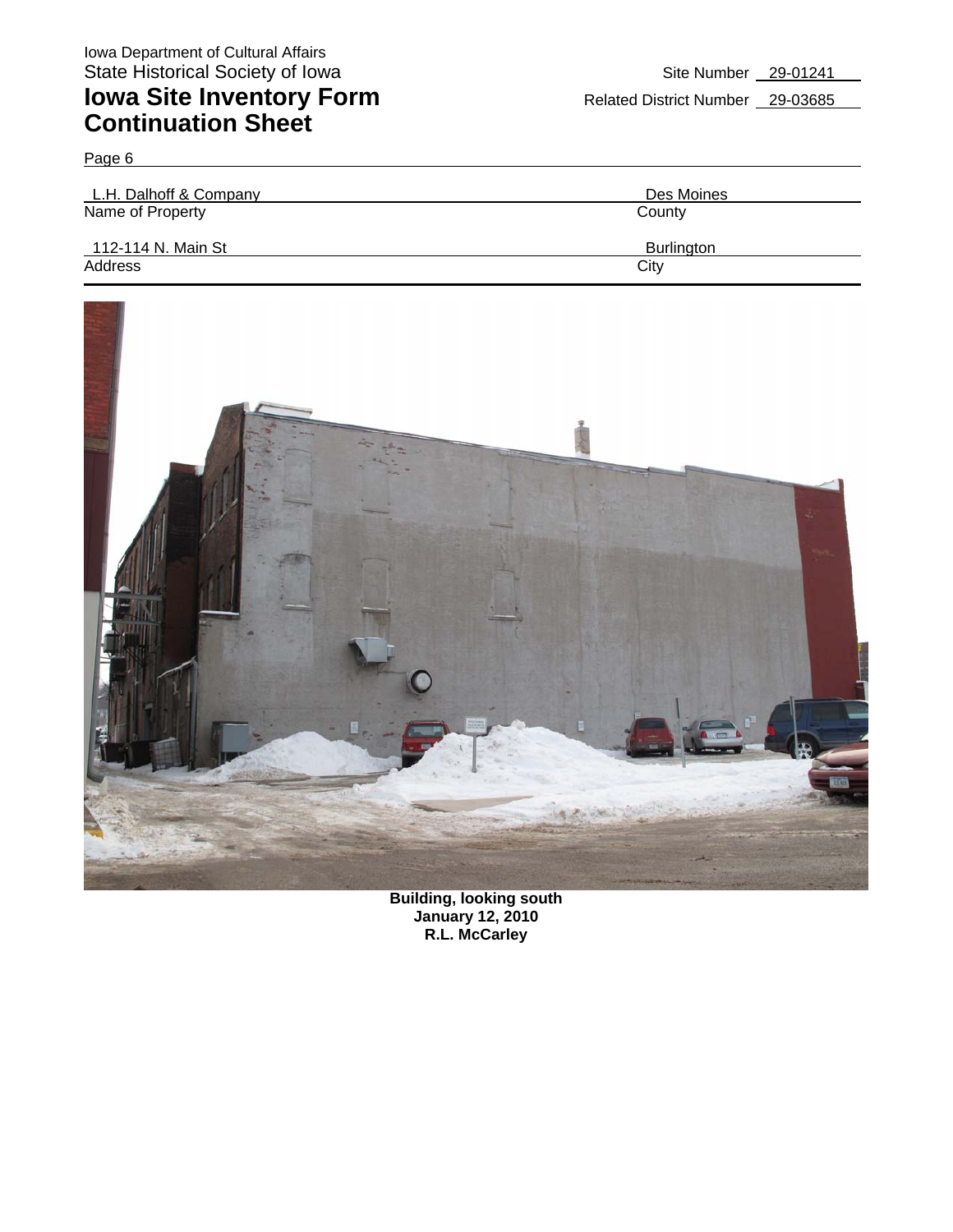Iowa Department of Cultural Affairs
State Historical Society of Iowa

# Iowa Site Inventory Form
# Continuation Sheet

Site Number 29-01241

Related District Number 29-03685

Page 6

| | |
|---|---|
| L.H. Dalhoff & Company | Des Moines |
| Name of Property | County |
| 112-114 N. Main St | Burlington |
| Address | City |

**Building, looking south**
**January 12, 2010**
**R.L. McCarley**